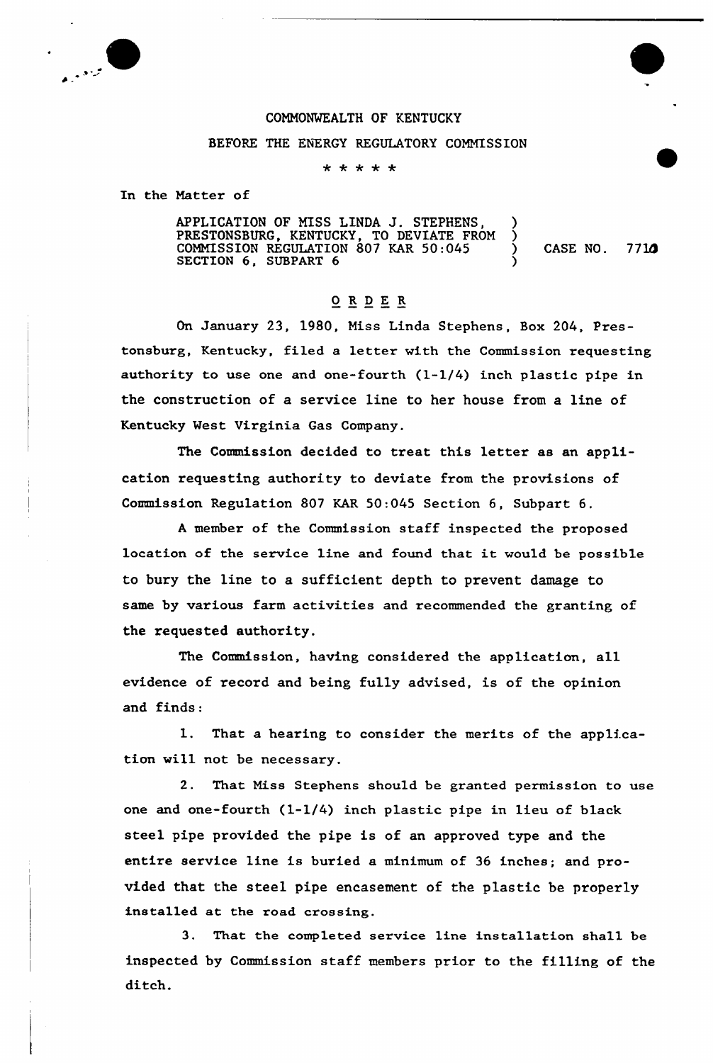COMMONWEALTH OF KENTUCKY

BEFORE THE ENERGY REGULATORY COMMISSION

\* \* \* \* \*

In the Matter of

APPLICATION OF MISS LINDA J. STEPHENS, PRESTONSBURG, KENTUCKY, TO DEVIATE FROM COMMISSION REGULATION 807 KAR 50:045 SECTION 6, SUBPART 6 ) CASE NO. 7710

# O R D E R

On January 23, 1980, Miss Linda Stephens, Box 204, Prestonsburg, Kentucky, filed a letter with the Commission requesting authority to use one and one-fourth (1-1/4) inch plastic pipe in the construction of a service line to her house from a line of Kentucky West Virginia Gas Company.

The Commission decided to treat this letter as an application requesting authority to deviate from the provisions of Commission Regulation 807 KAR 50:045 Section 6, Subpart 6.

A member of the Commission staff inspected the proposed location of the service line and found that it would be possible to bury the line to a sufficient depth to prevent damage to same by various farm activities and recommended the granting of the requested authority.

The Commission, having considered the application, all evidence of record and being fully advised, is of the opinion and finds:

1. That a hearing to consider the merits of the application will not be necessary.

2. That Miss Stephens should be granted permission to use one and one-fourth (1-1/4) inch plastic pipe in lieu of black steel pipe provided the pipe is of an approved type and the entire service line is buried a minimum of 36 inches; and provided that the steel pipe encasement of the plastic be properly installed at the road crossing.

3. That the completed service line installation shall be inspected by Commission staff members prior to the filling of the ditch.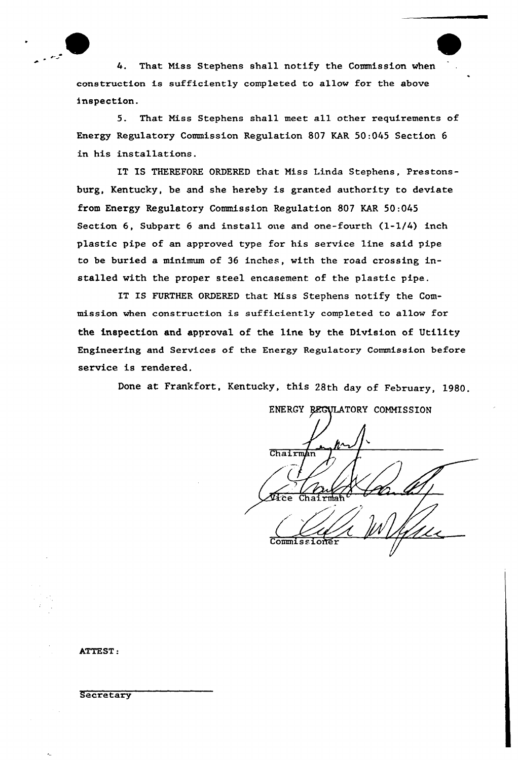4. That Miss Stephens shall notify the Commission when construction is sufficiently completed to allow for the above inspection.

5. That Miss Stephens shall meet all other requirements of Energy Regulatory Commission Regulation 807 KAR 50:045 Section 6 in his installations.

IT IS THEREFORE ORDERED that Miss Linda Stephens, Prestonsburg, Kentucky, be and she hereby is granted authority to deviate from Energy Regulatory Commission Regulation 807 KAR 50:045 Section 6, Subpart 6 and install one and one-fourth (1-1/4) inch plastic pipe of an approved type for his service line said pipe to be buried a minimum of 36 inches, with the road crossing installed with the proper steel encasement of the plastic pipe.

IT IS FURTHER ORDERED that Miss Stephens notify the Commission when construction is sufficiently completed to allow for the inspection and approval of the line by the Division of Utility Engineering and Services of the Energy Regulatory Commission before service is rendered.

Done at Frankfort, Kentucky, this 28th day of February, 1980.

ENERGY REGULATORY COMMISSION

Chairman

Vice Chairman

Commissioner

ATTEST:

Secretary